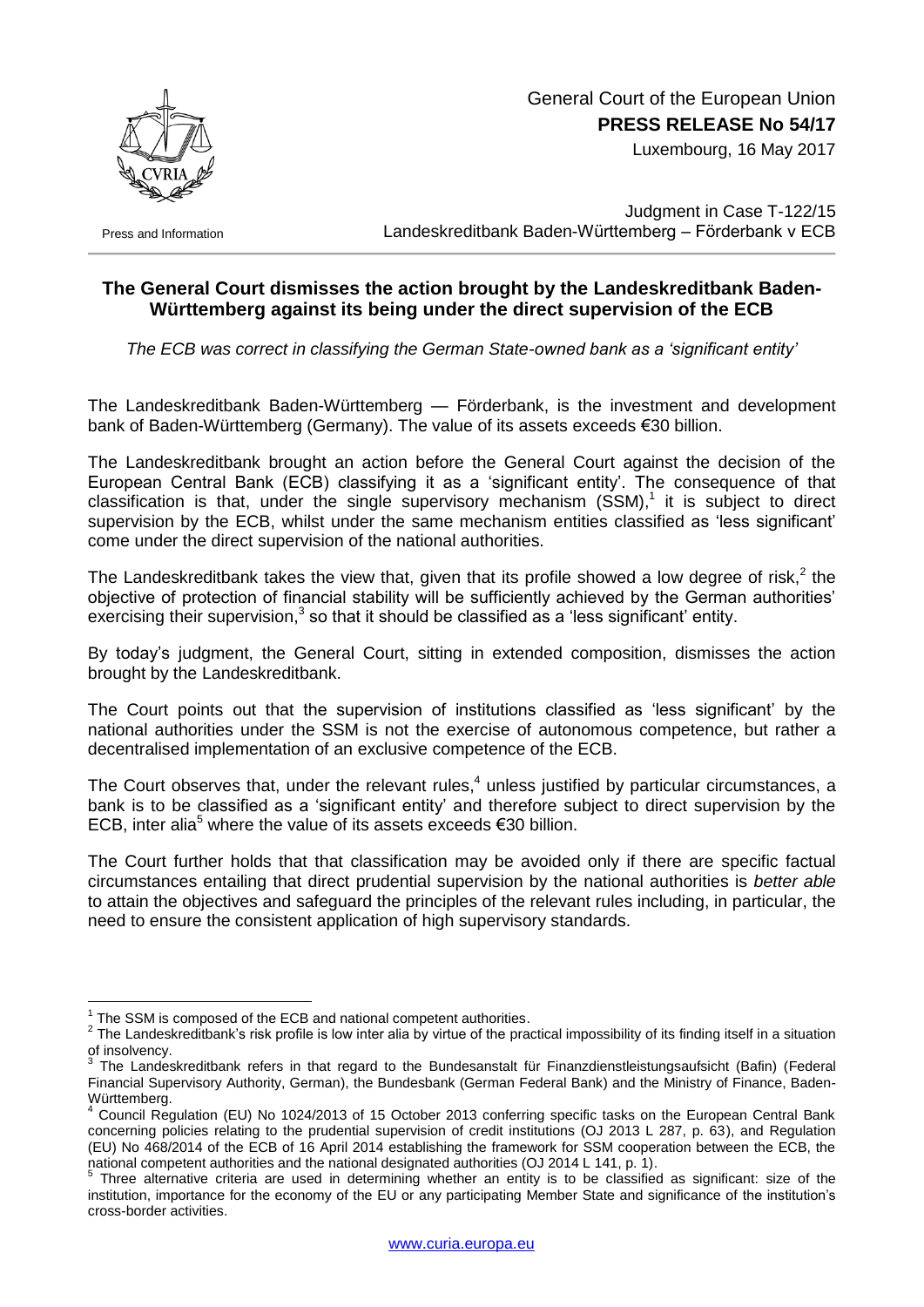General Court of the European Union

**PRESS RELEASE No 54/17**

Luxembourg, 16 May 2017

Press and Information

Judgment in Case T-122/15
Landeskreditbank Baden-Württemberg – Förderbank v ECB

## The General Court dismisses the action brought by the Landeskreditbank Baden-Württemberg against its being under the direct supervision of the ECB

*The ECB was correct in classifying the German State-owned bank as a 'significant entity'*

The Landeskreditbank Baden-Württemberg — Förderbank, is the investment and development bank of Baden-Württemberg (Germany). The value of its assets exceeds €30 billion.

The Landeskreditbank brought an action before the General Court against the decision of the European Central Bank (ECB) classifying it as a 'significant entity'. The consequence of that classification is that, under the single supervisory mechanism (SSM),[1] it is subject to direct supervision by the ECB, whilst under the same mechanism entities classified as 'less significant' come under the direct supervision of the national authorities.

The Landeskreditbank takes the view that, given that its profile showed a low degree of risk,[2] the objective of protection of financial stability will be sufficiently achieved by the German authorities' exercising their supervision,[3] so that it should be classified as a 'less significant' entity.

By today's judgment, the General Court, sitting in extended composition, dismisses the action brought by the Landeskreditbank.

The Court points out that the supervision of institutions classified as 'less significant' by the national authorities under the SSM is not the exercise of autonomous competence, but rather a decentralised implementation of an exclusive competence of the ECB.

The Court observes that, under the relevant rules,[4] unless justified by particular circumstances, a bank is to be classified as a 'significant entity' and therefore subject to direct supervision by the ECB, inter alia[5] where the value of its assets exceeds €30 billion.

The Court further holds that that classification may be avoided only if there are specific factual circumstances entailing that direct prudential supervision by the national authorities is *better able* to attain the objectives and safeguard the principles of the relevant rules including, in particular, the need to ensure the consistent application of high supervisory standards.

---

[1] The SSM is composed of the ECB and national competent authorities.

[2] The Landeskreditbank's risk profile is low inter alia by virtue of the practical impossibility of its finding itself in a situation of insolvency.

[3] The Landeskreditbank refers in that regard to the Bundesanstalt für Finanzdienstleistungsaufsicht (Bafin) (Federal Financial Supervisory Authority, German), the Bundesbank (German Federal Bank) and the Ministry of Finance, Baden-Württemberg.

[4] Council Regulation (EU) No 1024/2013 of 15 October 2013 conferring specific tasks on the European Central Bank concerning policies relating to the prudential supervision of credit institutions (OJ 2013 L 287, p. 63), and Regulation (EU) No 468/2014 of the ECB of 16 April 2014 establishing the framework for SSM cooperation between the ECB, the national competent authorities and the national designated authorities (OJ 2014 L 141, p. 1).

[5] Three alternative criteria are used in determining whether an entity is to be classified as significant: size of the institution, importance for the economy of the EU or any participating Member State and significance of the institution's cross-border activities.

www.curia.europa.eu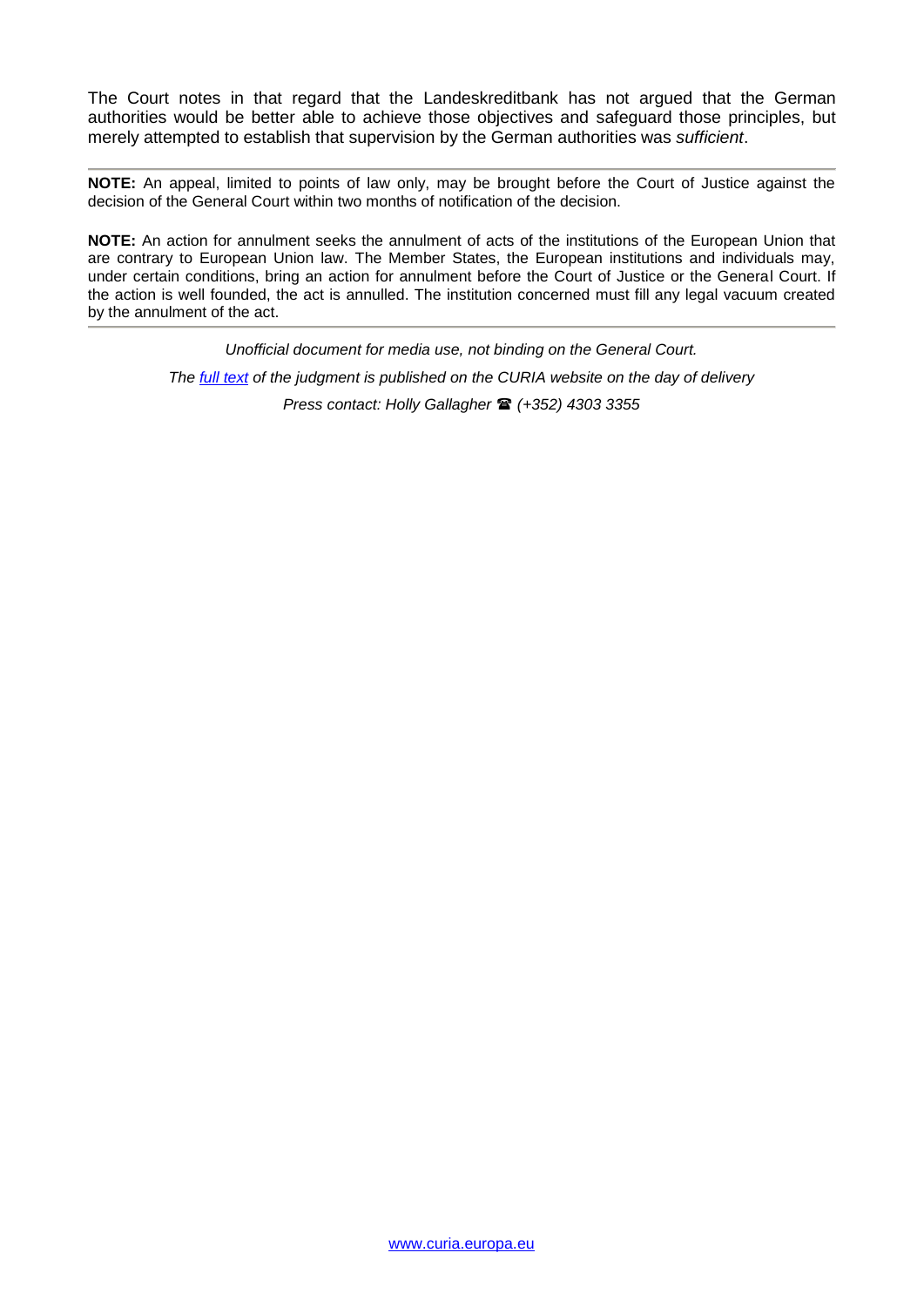The Court notes in that regard that the Landeskreditbank has not argued that the German authorities would be better able to achieve those objectives and safeguard those principles, but merely attempted to establish that supervision by the German authorities was *sufficient*.

---

**NOTE:** An appeal, limited to points of law only, may be brought before the Court of Justice against the decision of the General Court within two months of notification of the decision.

**NOTE:** An action for annulment seeks the annulment of acts of the institutions of the European Union that are contrary to European Union law. The Member States, the European institutions and individuals may, under certain conditions, bring an action for annulment before the Court of Justice or the General Court. If the action is well founded, the act is annulled. The institution concerned must fill any legal vacuum created by the annulment of the act.

---

*Unofficial document for media use, not binding on the General Court.*

*The [full text](full text) of the judgment is published on the CURIA website on the day of delivery*

*Press contact: Holly Gallagher ☎ (+352) 4303 3355*

[www.curia.europa.eu](www.curia.europa.eu)